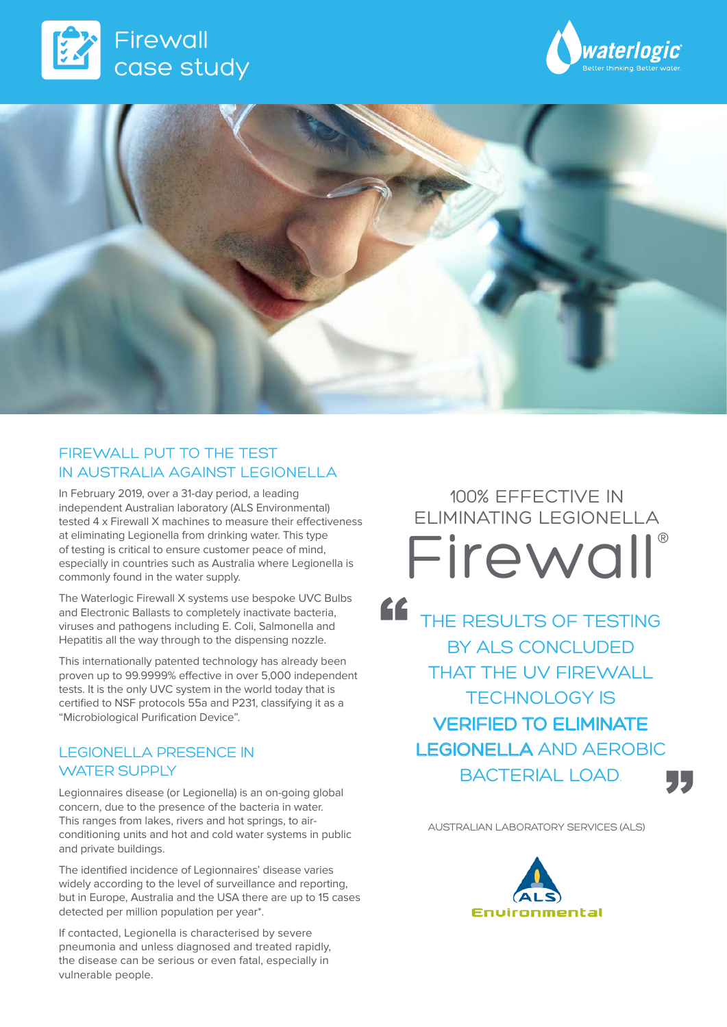# Firewall case study

## FIREWALL PUT TO THE TEST IN AUSTRALIA AGAINST LEGIONELLA

In February 2019, over a 31-day period, a leading independent Australian laboratory (ALS Environmental) tested 4 x Firewall X machines to measure their effectiveness at eliminating Legionella from drinking water. This type of testing is critical to ensure customer peace of mind, especially in countries such as Australia where Legionella is commonly found in the water supply.

The Waterlogic Firewall X systems use bespoke UVC Bulbs and Electronic Ballasts to completely inactivate bacteria, viruses and pathogens including E. Coli, Salmonella and Hepatitis all the way through to the dispensing nozzle.

This internationally patented technology has already been proven up to 99.9999% effective in over 5,000 independent tests. It is the only UVC system in the world today that is certified to NSF protocols 55a and P231, classifying it as a "Microbiological Purification Device".

## LEGIONELLA PRESENCE IN WATER SUPPLY

Legionnaires disease (or Legionella) is an on-going global concern, due to the presence of the bacteria in water. This ranges from lakes, rivers and hot springs, to air-conditioning units and hot and cold water systems in public and private buildings.

The identified incidence of Legionnaires' disease varies widely according to the level of surveillance and reporting, but in Europe, Australia and the USA there are up to 15 cases detected per million population per year*.

If contacted, Legionella is characterised by severe pneumonia and unless diagnosed and treated rapidly, the disease can be serious or even fatal, especially in vulnerable people.

## 100% EFFECTIVE IN ELIMINATING LEGIONELLA

# Firewall®

> "THE RESULTS OF TESTING BY ALS CONCLUDED THAT THE UV FIREWALL TECHNOLOGY IS **VERIFIED TO ELIMINATE LEGIONELLA** AND AEROBIC BACTERIAL LOAD."

AUSTRALIAN LABORATORY SERVICES (ALS)

ALS Environmental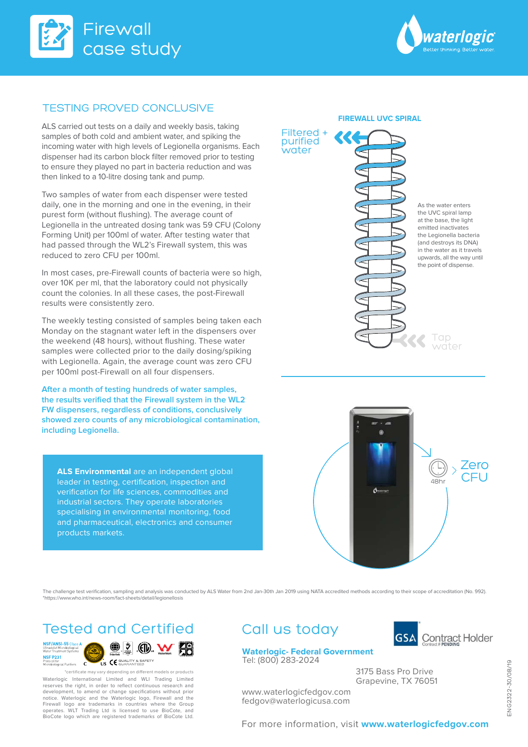# Firewall case study

waterlogic
Better thinking. Better water.

## TESTING PROVED CONCLUSIVE

ALS carried out tests on a daily and weekly basis, taking samples of both cold and ambient water, and spiking the incoming water with high levels of Legionella organisms. Each dispenser had its carbon block filter removed prior to testing to ensure they played no part in bacteria reduction and was then linked to a 10-litre dosing tank and pump.

Two samples of water from each dispenser were tested daily, one in the morning and one in the evening, in their purest form (without flushing). The average count of Legionella in the untreated dosing tank was 59 CFU (Colony Forming Unit) per 100ml of water. After testing water that had passed through the WL2's Firewall system, this was reduced to zero CFU per 100ml.

In most cases, pre-Firewall counts of bacteria were so high, over 10K per ml, that the laboratory could not physically count the colonies. In all these cases, the post-Firewall results were consistently zero.

The weekly testing consisted of samples being taken each Monday on the stagnant water left in the dispensers over the weekend (48 hours), without flushing. These water samples were collected prior to the daily dosing/spiking with Legionella. Again, the average count was zero CFU per 100ml post-Firewall on all four dispensers.

**After a month of testing hundreds of water samples, the results verified that the Firewall system in the WL2 FW dispensers, regardless of conditions, conclusively showed zero counts of any microbiological contamination, including Legionella.**

**ALS Environmental** are an independent global leader in testing, certification, inspection and verification for life sciences, commodities and industrial sectors. They operate laboratories specialising in environmental monitoring, food and pharmaceutical, electronics and consumer products markets.

**FIREWALL UVC SPIRAL**

Filtered + purified water

As the water enters the UVC spiral lamp at the base, the light emitted inactivates the Legionella bacteria (and destroys its DNA) in the water as it travels upwards, all the way until the point of dispense.

Tap water

48hr

Zero CFU

The challenge test verification, sampling and analysis was conducted by ALS Water from 2nd Jan-30th Jan 2019 using NATA accredited methods according to their scope of accreditation (No. 992).
*https://www.who.int/news-room/fact-sheets/detail/legionellosis

## Tested and Certified

NSF/ANSI-55 Class A Ultraviolet Microbiological Water Treatment Systems
NSF P231 Protocol for Microbiological Purifiers

CE QUALITY & SAFETY GUARANTEED

*certificate may vary depending on different models or products

Waterlogic International Limited and WLI Trading Limited reserves the right, in order to reflect continuous research and development, to amend or change specifications without prior notice. Waterlogic and the Waterlogic logo, Firewall and the Firewall logo are trademarks in countries where the Group operates. WLT Trading Ltd is licensed to use BioCote, and BioCote logo which are registered trademarks of BioCote Ltd.

## Call us today

GSA Contract Holder
Contract # PENDING

**Waterlogic- Federal Government**
Tel: (800) 283-2024

3175 Bass Pro Drive
Grapevine, TX 76051

www.waterlogicfedgov.com
fedgov@waterlogicusa.com

For more information, visit **www.waterlogicfedgov.com**

ENG2322-30/08/19